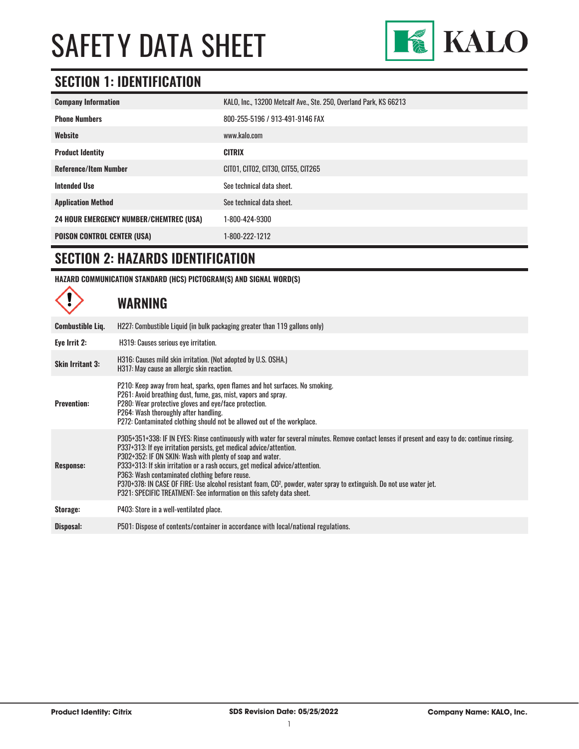# SAFETY DATA SHEET

KALO

## SECTION 1: IDENTIFICATION

| | |
|---|---|
| **Company Information** | KALO, Inc., 13200 Metcalf Ave., Ste. 250, Overland Park, KS 66213 |
| **Phone Numbers** | 800-255-5196 / 913-491-9146 FAX |
| **Website** | www.kalo.com |
| **Product Identity** | **CITRIX** |
| **Reference/Item Number** | CIT01, CIT02, CIT30, CIT55, CIT265 |
| **Intended Use** | See technical data sheet. |
| **Application Method** | See technical data sheet. |
| **24 HOUR EMERGENCY NUMBER/CHEMTREC (USA)** | 1-800-424-9300 |
| **POISON CONTROL CENTER (USA)** | 1-800-222-1212 |

## SECTION 2: HAZARDS IDENTIFICATION

**HAZARD COMMUNICATION STANDARD (HCS) PICTOGRAM(S) AND SIGNAL WORD(S)**

**WARNING**

| | |
|---|---|
| **Combustible Liq.** | H227: Combustible Liquid (in bulk packaging greater than 119 gallons only) |
| **Eye Irrit 2:** | H319: Causes serious eye irritation. |
| **Skin Irritant 3:** | H316: Causes mild skin irritation. (Not adopted by U.S. OSHA.)<br>H317: May cause an allergic skin reaction. |
| **Prevention:** | P210: Keep away from heat, sparks, open flames and hot surfaces. No smoking.<br>P261: Avoid breathing dust, fume, gas, mist, vapors and spray.<br>P280: Wear protective gloves and eye/face protection.<br>P264: Wash thoroughly after handling.<br>P272: Contaminated clothing should not be allowed out of the workplace. |
| **Response:** | P305+351+338: IF IN EYES: Rinse continuously with water for several minutes. Remove contact lenses if present and easy to do; continue rinsing.<br>P337+313: If eye irritation persists, get medical advice/attention.<br>P302+352: IF ON SKIN: Wash with plenty of soap and water.<br>P333+313: If skin irritation or a rash occurs, get medical advice/attention.<br>P363: Wash contaminated clothing before reuse.<br>P370+378: IN CASE OF FIRE: Use alcohol resistant foam, $CO^2$, powder, water spray to extinguish. Do not use water jet.<br>P321: SPECIFIC TREATMENT: See information on this safety data sheet. |
| **Storage:** | P403: Store in a well-ventilated place. |
| **Disposal:** | P501: Dispose of contents/container in accordance with local/national regulations. |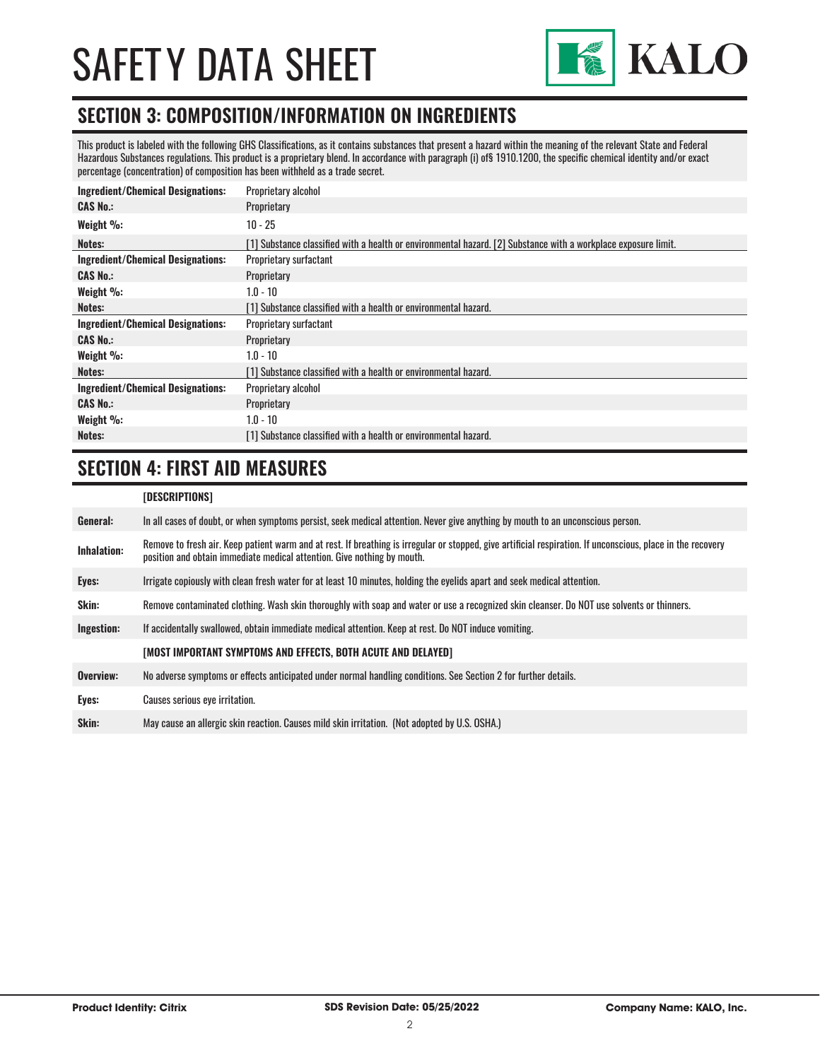## SECTION 3: COMPOSITION/INFORMATION ON INGREDIENTS

This product is labeled with the following GHS Classifications, as it contains substances that present a hazard within the meaning of the relevant State and Federal Hazardous Substances regulations. This product is a proprietary blend. In accordance with paragraph (i) of§ 1910.1200, the specific chemical identity and/or exact percentage (concentration) of composition has been withheld as a trade secret.

| | |
|---|---|
| **Ingredient/Chemical Designations:** | Proprietary alcohol |
| **CAS No.:** | Proprietary |
| **Weight %:** | 10 - 25 |
| **Notes:** | [1] Substance classified with a health or environmental hazard. [2] Substance with a workplace exposure limit. |
| **Ingredient/Chemical Designations:** | Proprietary surfactant |
| **CAS No.:** | Proprietary |
| **Weight %:** | 1.0 - 10 |
| **Notes:** | [1] Substance classified with a health or environmental hazard. |
| **Ingredient/Chemical Designations:** | Proprietary surfactant |
| **CAS No.:** | Proprietary |
| **Weight %:** | 1.0 - 10 |
| **Notes:** | [1] Substance classified with a health or environmental hazard. |
| **Ingredient/Chemical Designations:** | Proprietary alcohol |
| **CAS No.:** | Proprietary |
| **Weight %:** | 1.0 - 10 |
| **Notes:** | [1] Substance classified with a health or environmental hazard. |

## SECTION 4: FIRST AID MEASURES

| | |
|---|---|
| | **[DESCRIPTIONS]** |
| **General:** | In all cases of doubt, or when symptoms persist, seek medical attention. Never give anything by mouth to an unconscious person. |
| **Inhalation:** | Remove to fresh air. Keep patient warm and at rest. If breathing is irregular or stopped, give artificial respiration. If unconscious, place in the recovery position and obtain immediate medical attention. Give nothing by mouth. |
| **Eyes:** | Irrigate copiously with clean fresh water for at least 10 minutes, holding the eyelids apart and seek medical attention. |
| **Skin:** | Remove contaminated clothing. Wash skin thoroughly with soap and water or use a recognized skin cleanser. Do NOT use solvents or thinners. |
| **Ingestion:** | If accidentally swallowed, obtain immediate medical attention. Keep at rest. Do NOT induce vomiting. |
| | **[MOST IMPORTANT SYMPTOMS AND EFFECTS, BOTH ACUTE AND DELAYED]** |
| **Overview:** | No adverse symptoms or effects anticipated under normal handling conditions. See Section 2 for further details. |
| **Eyes:** | Causes serious eye irritation. |
| **Skin:** | May cause an allergic skin reaction. Causes mild skin irritation. (Not adopted by U.S. OSHA.) |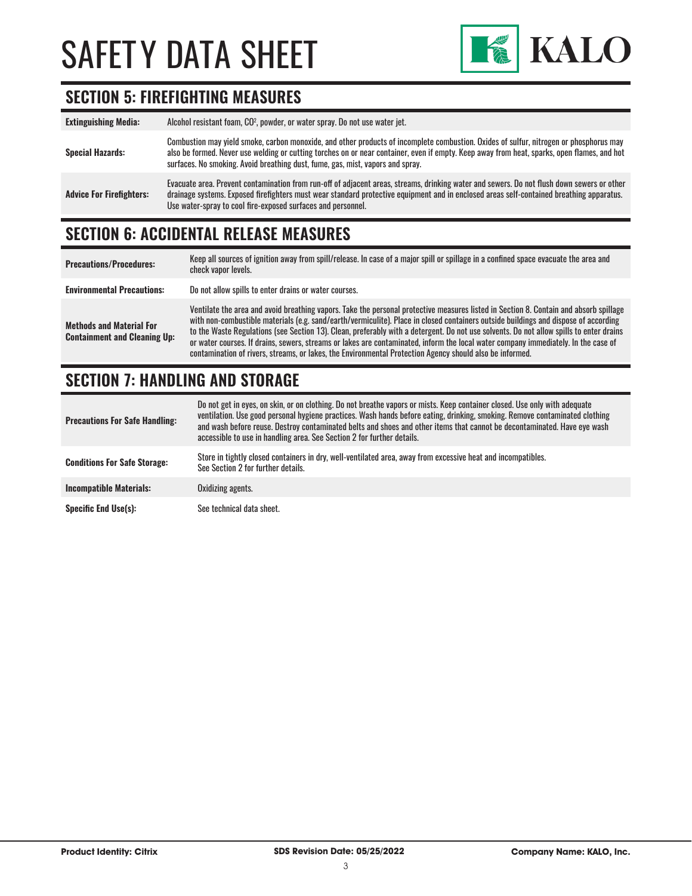## SECTION 5: FIREFIGHTING MEASURES

| | |
|---|---|
| **Extinguishing Media:** | Alcohol resistant foam, $CO^2$, powder, or water spray. Do not use water jet. |
| **Special Hazards:** | Combustion may yield smoke, carbon monoxide, and other products of incomplete combustion. Oxides of sulfur, nitrogen or phosphorus may also be formed. Never use welding or cutting torches on or near container, even if empty. Keep away from heat, sparks, open flames, and hot surfaces. No smoking. Avoid breathing dust, fume, gas, mist, vapors and spray. |
| **Advice For Firefighters:** | Evacuate area. Prevent contamination from run-off of adjacent areas, streams, drinking water and sewers. Do not flush down sewers or other drainage systems. Exposed firefighters must wear standard protective equipment and in enclosed areas self-contained breathing apparatus. Use water-spray to cool fire-exposed surfaces and personnel. |

## SECTION 6: ACCIDENTAL RELEASE MEASURES

| | |
|---|---|
| **Precautions/Procedures:** | Keep all sources of ignition away from spill/release. In case of a major spill or spillage in a confined space evacuate the area and check vapor levels. |
| **Environmental Precautions:** | Do not allow spills to enter drains or water courses. |
| **Methods and Material For Containment and Cleaning Up:** | Ventilate the area and avoid breathing vapors. Take the personal protective measures listed in Section 8. Contain and absorb spillage with non-combustible materials (e.g. sand/earth/vermiculite). Place in closed containers outside buildings and dispose of according to the Waste Regulations (see Section 13). Clean, preferably with a detergent. Do not use solvents. Do not allow spills to enter drains or water courses. If drains, sewers, streams or lakes are contaminated, inform the local water company immediately. In the case of contamination of rivers, streams, or lakes, the Environmental Protection Agency should also be informed. |

## SECTION 7: HANDLING AND STORAGE

| | |
|---|---|
| **Precautions For Safe Handling:** | Do not get in eyes, on skin, or on clothing. Do not breathe vapors or mists. Keep container closed. Use only with adequate ventilation. Use good personal hygiene practices. Wash hands before eating, drinking, smoking. Remove contaminated clothing and wash before reuse. Destroy contaminated belts and shoes and other items that cannot be decontaminated. Have eye wash accessible to use in handling area. See Section 2 for further details. |
| **Conditions For Safe Storage:** | Store in tightly closed containers in dry, well-ventilated area, away from excessive heat and incompatibles. See Section 2 for further details. |
| **Incompatible Materials:** | Oxidizing agents. |
| **Specific End Use(s):** | See technical data sheet. |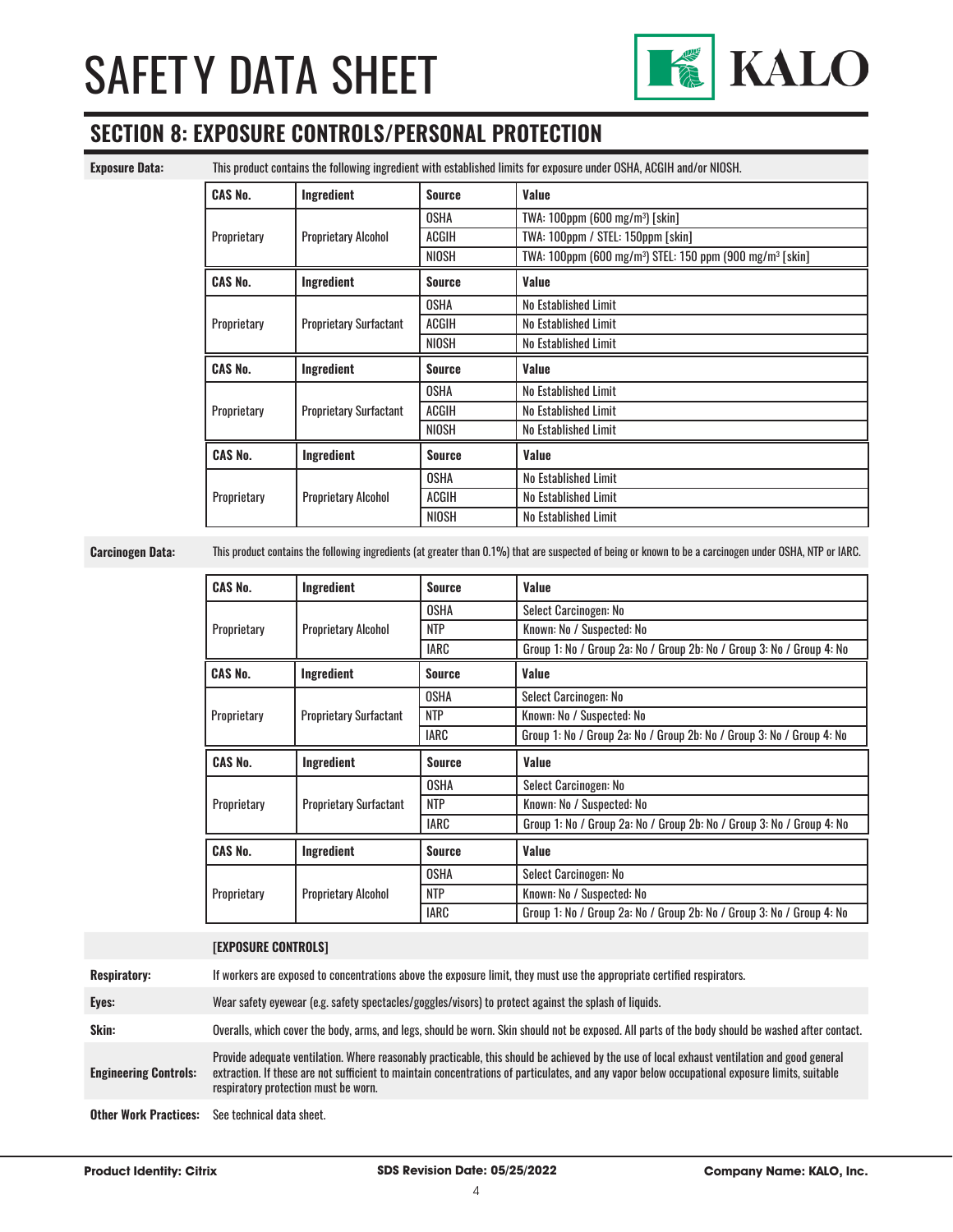## SECTION 8: EXPOSURE CONTROLS/PERSONAL PROTECTION

**Exposure Data:** This product contains the following ingredient with established limits for exposure under OSHA, ACGIH and/or NIOSH.

| CAS No. | Ingredient | Source | Value |
|---|---|---|---|
| Proprietary | Proprietary Alcohol | OSHA | TWA: 100ppm (600 mg/m$^3$) [skin] |
| | | ACGIH | TWA: 100ppm / STEL: 150ppm [skin] |
| | | NIOSH | TWA: 100ppm (600 mg/m$^3$) STEL: 150 ppm (900 mg/m$^3$ [skin] |

| CAS No. | Ingredient | Source | Value |
|---|---|---|---|
| Proprietary | Proprietary Surfactant | OSHA | No Established Limit |
| | | ACGIH | No Established Limit |
| | | NIOSH | No Established Limit |

| CAS No. | Ingredient | Source | Value |
|---|---|---|---|
| Proprietary | Proprietary Surfactant | OSHA | No Established Limit |
| | | ACGIH | No Established Limit |
| | | NIOSH | No Established Limit |

| CAS No. | Ingredient | Source | Value |
|---|---|---|---|
| Proprietary | Proprietary Alcohol | OSHA | No Established Limit |
| | | ACGIH | No Established Limit |
| | | NIOSH | No Established Limit |

**Carcinogen Data:** This product contains the following ingredients (at greater than 0.1%) that are suspected of being or known to be a carcinogen under OSHA, NTP or IARC.

| CAS No. | Ingredient | Source | Value |
|---|---|---|---|
| Proprietary | Proprietary Alcohol | OSHA | Select Carcinogen: No |
| | | NTP | Known: No / Suspected: No |
| | | IARC | Group 1: No / Group 2a: No / Group 2b: No / Group 3: No / Group 4: No |

| CAS No. | Ingredient | Source | Value |
|---|---|---|---|
| Proprietary | Proprietary Surfactant | OSHA | Select Carcinogen: No |
| | | NTP | Known: No / Suspected: No |
| | | IARC | Group 1: No / Group 2a: No / Group 2b: No / Group 3: No / Group 4: No |

| CAS No. | Ingredient | Source | Value |
|---|---|---|---|
| Proprietary | Proprietary Surfactant | OSHA | Select Carcinogen: No |
| | | NTP | Known: No / Suspected: No |
| | | IARC | Group 1: No / Group 2a: No / Group 2b: No / Group 3: No / Group 4: No |

| CAS No. | Ingredient | Source | Value |
|---|---|---|---|
| Proprietary | Proprietary Alcohol | OSHA | Select Carcinogen: No |
| | | NTP | Known: No / Suspected: No |
| | | IARC | Group 1: No / Group 2a: No / Group 2b: No / Group 3: No / Group 4: No |

**[EXPOSURE CONTROLS]**

**Respiratory:** If workers are exposed to concentrations above the exposure limit, they must use the appropriate certified respirators.

**Eyes:** Wear safety eyewear (e.g. safety spectacles/goggles/visors) to protect against the splash of liquids.

**Skin:** Overalls, which cover the body, arms, and legs, should be worn. Skin should not be exposed. All parts of the body should be washed after contact.

**Engineering Controls:** Provide adequate ventilation. Where reasonably practicable, this should be achieved by the use of local exhaust ventilation and good general extraction. If these are not sufficient to maintain concentrations of particulates, and any vapor below occupational exposure limits, suitable respiratory protection must be worn.

**Other Work Practices:** See technical data sheet.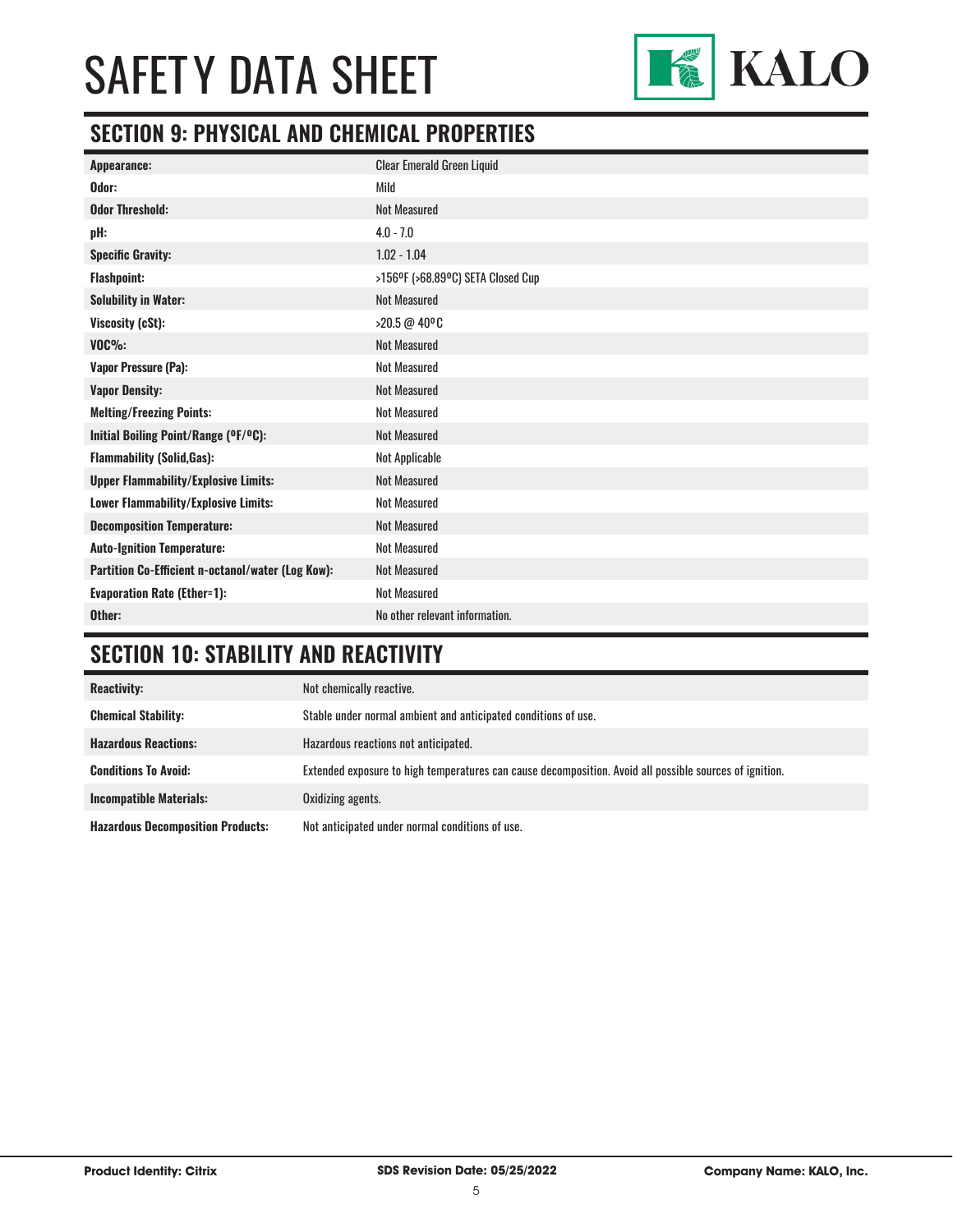# SAFETY DATA SHEET

## SECTION 9: PHYSICAL AND CHEMICAL PROPERTIES

| | |
|---|---|
| **Appearance:** | Clear Emerald Green Liquid |
| **Odor:** | Mild |
| **Odor Threshold:** | Not Measured |
| **pH:** | 4.0 - 7.0 |
| **Specific Gravity:** | 1.02 - 1.04 |
| **Flashpoint:** | >156ºF (>68.89ºC) SETA Closed Cup |
| **Solubility in Water:** | Not Measured |
| **Viscosity (cSt):** | >20.5 @ 40ºC |
| **VOC%:** | Not Measured |
| **Vapor Pressure (Pa):** | Not Measured |
| **Vapor Density:** | Not Measured |
| **Melting/Freezing Points:** | Not Measured |
| **Initial Boiling Point/Range (ºF/ºC):** | Not Measured |
| **Flammability (Solid,Gas):** | Not Applicable |
| **Upper Flammability/Explosive Limits:** | Not Measured |
| **Lower Flammability/Explosive Limits:** | Not Measured |
| **Decomposition Temperature:** | Not Measured |
| **Auto-Ignition Temperature:** | Not Measured |
| **Partition Co-Efficient n-octanol/water (Log Kow):** | Not Measured |
| **Evaporation Rate (Ether=1):** | Not Measured |
| **Other:** | No other relevant information. |

## SECTION 10: STABILITY AND REACTIVITY

| | |
|---|---|
| **Reactivity:** | Not chemically reactive. |
| **Chemical Stability:** | Stable under normal ambient and anticipated conditions of use. |
| **Hazardous Reactions:** | Hazardous reactions not anticipated. |
| **Conditions To Avoid:** | Extended exposure to high temperatures can cause decomposition. Avoid all possible sources of ignition. |
| **Incompatible Materials:** | Oxidizing agents. |
| **Hazardous Decomposition Products:** | Not anticipated under normal conditions of use. |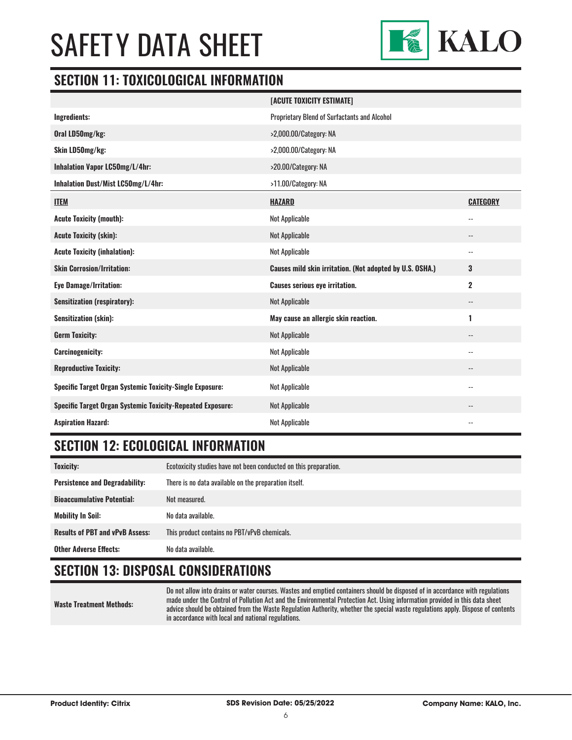# SAFETY DATA SHEET

## SECTION 11: TOXICOLOGICAL INFORMATION

| | [ACUTE TOXICITY ESTIMATE] |
|---|---|
| **Ingredients:** | Proprietary Blend of Surfactants and Alcohol |
| **Oral LD50mg/kg:** | >2,000.00/Category: NA |
| **Skin LD50mg/kg:** | >2,000.00/Category: NA |
| **Inhalation Vapor LC50mg/L/4hr:** | >20.00/Category: NA |
| **Inhalation Dust/Mist LC50mg/L/4hr:** | >11.00/Category: NA |

| ITEM | HAZARD | CATEGORY |
|---|---|---|
| **Acute Toxicity (mouth):** | Not Applicable | -- |
| **Acute Toxicity (skin):** | Not Applicable | -- |
| **Acute Toxicity (inhalation):** | Not Applicable | -- |
| **Skin Corrosion/Irritation:** | **Causes mild skin irritation. (Not adopted by U.S. OSHA.)** | **3** |
| **Eye Damage/Irritation:** | **Causes serious eye irritation.** | **2** |
| **Sensitization (respiratory):** | Not Applicable | -- |
| **Sensitization (skin):** | **May cause an allergic skin reaction.** | **1** |
| **Germ Toxicity:** | Not Applicable | -- |
| **Carcinogenicity:** | Not Applicable | -- |
| **Reproductive Toxicity:** | Not Applicable | -- |
| **Specific Target Organ Systemic Toxicity-Single Exposure:** | Not Applicable | -- |
| **Specific Target Organ Systemic Toxicity-Repeated Exposure:** | Not Applicable | -- |
| **Aspiration Hazard:** | Not Applicable | -- |

## SECTION 12: ECOLOGICAL INFORMATION

| | |
|---|---|
| **Toxicity:** | Ecotoxicity studies have not been conducted on this preparation. |
| **Persistence and Degradability:** | There is no data available on the preparation itself. |
| **Bioaccumulative Potential:** | Not measured. |
| **Mobility In Soil:** | No data available. |
| **Results of PBT and vPvB Assess:** | This product contains no PBT/vPvB chemicals. |
| **Other Adverse Effects:** | No data available. |

## SECTION 13: DISPOSAL CONSIDERATIONS

| | |
|---|---|
| **Waste Treatment Methods:** | Do not allow into drains or water courses. Wastes and emptied containers should be disposed of in accordance with regulations made under the Control of Pollution Act and the Environmental Protection Act. Using information provided in this data sheet advice should be obtained from the Waste Regulation Authority, whether the special waste regulations apply. Dispose of contents in accordance with local and national regulations. |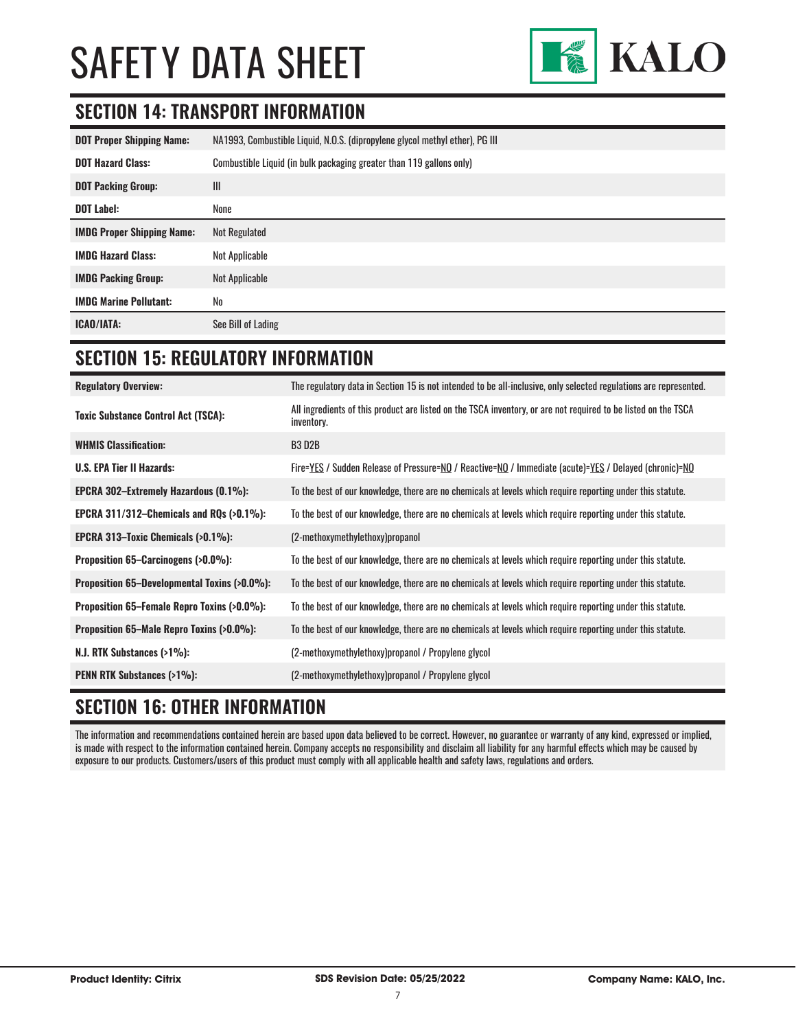## SECTION 14: TRANSPORT INFORMATION

| | |
|---|---|
| **DOT Proper Shipping Name:** | NA1993, Combustible Liquid, N.O.S. (dipropylene glycol methyl ether), PG III |
| **DOT Hazard Class:** | Combustible Liquid (in bulk packaging greater than 119 gallons only) |
| **DOT Packing Group:** | III |
| **DOT Label:** | None |
| **IMDG Proper Shipping Name:** | Not Regulated |
| **IMDG Hazard Class:** | Not Applicable |
| **IMDG Packing Group:** | Not Applicable |
| **IMDG Marine Pollutant:** | No |
| **ICAO/IATA:** | See Bill of Lading |

## SECTION 15: REGULATORY INFORMATION

| | |
|---|---|
| **Regulatory Overview:** | The regulatory data in Section 15 is not intended to be all-inclusive, only selected regulations are represented. |
| **Toxic Substance Control Act (TSCA):** | All ingredients of this product are listed on the TSCA inventory, or are not required to be listed on the TSCA inventory. |
| **WHMIS Classification:** | B3 D2B |
| **U.S. EPA Tier II Hazards:** | Fire=YES / Sudden Release of Pressure=NO / Reactive=NO / Immediate (acute)=YES / Delayed (chronic)=NO |
| **EPCRA 302–Extremely Hazardous (0.1%):** | To the best of our knowledge, there are no chemicals at levels which require reporting under this statute. |
| **EPCRA 311/312–Chemicals and RQs (>0.1%):** | To the best of our knowledge, there are no chemicals at levels which require reporting under this statute. |
| **EPCRA 313–Toxic Chemicals (>0.1%):** | (2-methoxymethylethoxy)propanol |
| **Proposition 65–Carcinogens (>0.0%):** | To the best of our knowledge, there are no chemicals at levels which require reporting under this statute. |
| **Proposition 65–Developmental Toxins (>0.0%):** | To the best of our knowledge, there are no chemicals at levels which require reporting under this statute. |
| **Proposition 65–Female Repro Toxins (>0.0%):** | To the best of our knowledge, there are no chemicals at levels which require reporting under this statute. |
| **Proposition 65–Male Repro Toxins (>0.0%):** | To the best of our knowledge, there are no chemicals at levels which require reporting under this statute. |
| **N.J. RTK Substances (>1%):** | (2-methoxymethylethoxy)propanol / Propylene glycol |
| **PENN RTK Substances (>1%):** | (2-methoxymethylethoxy)propanol / Propylene glycol |

## SECTION 16: OTHER INFORMATION

The information and recommendations contained herein are based upon data believed to be correct. However, no guarantee or warranty of any kind, expressed or implied, is made with respect to the information contained herein. Company accepts no responsibility and disclaim all liability for any harmful effects which may be caused by exposure to our products. Customers/users of this product must comply with all applicable health and safety laws, regulations and orders.